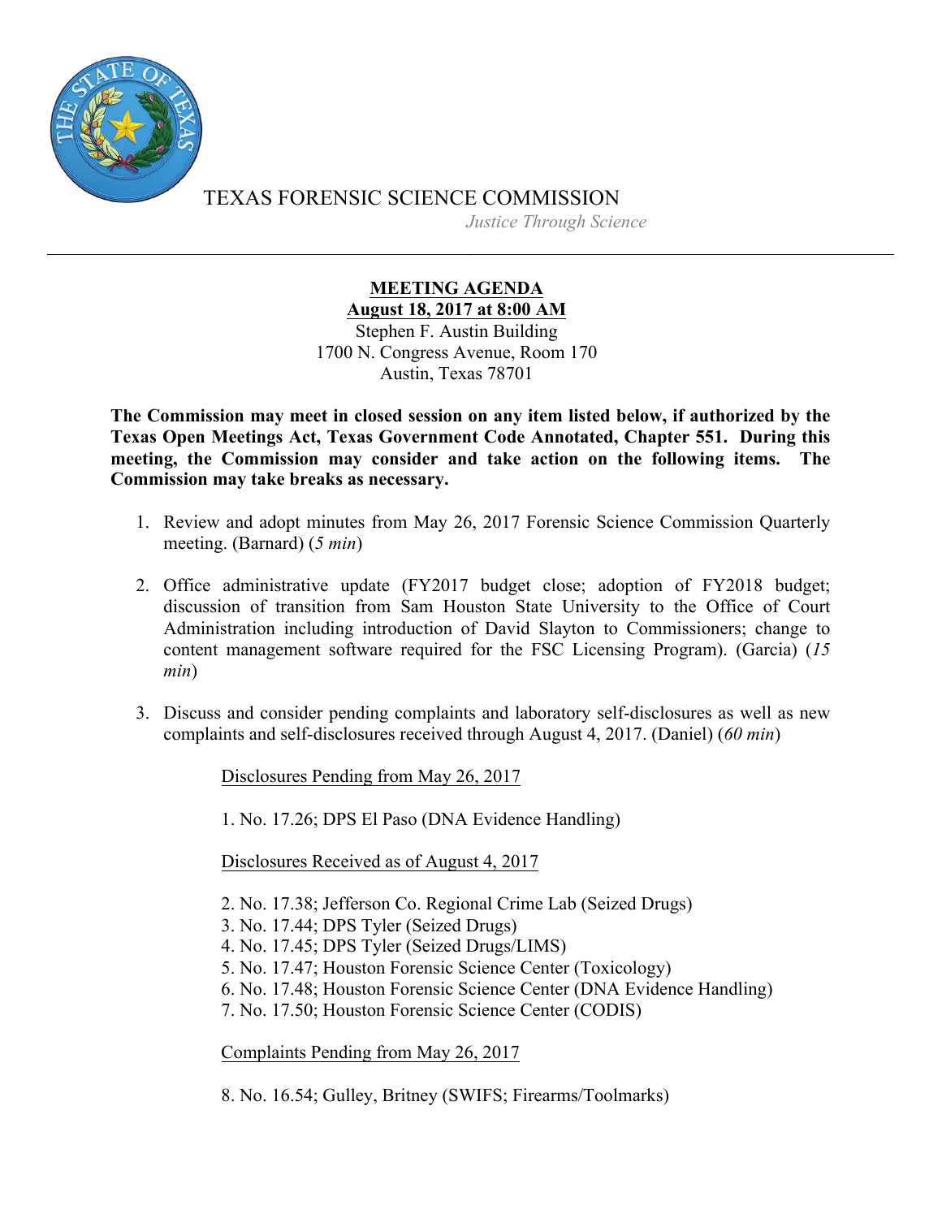TEXAS FORENSIC SCIENCE COMMISSION

*Justice Through Science*

---

**MEETING AGENDA**

**August 18, 2017 at 8:00 AM**

Stephen F. Austin Building
1700 N. Congress Avenue, Room 170
Austin, Texas 78701

**The Commission may meet in closed session on any item listed below, if authorized by the Texas Open Meetings Act, Texas Government Code Annotated, Chapter 551. During this meeting, the Commission may consider and take action on the following items. The Commission may take breaks as necessary.**

1. Review and adopt minutes from May 26, 2017 Forensic Science Commission Quarterly meeting. (Barnard) (*5 min*)

2. Office administrative update (FY2017 budget close; adoption of FY2018 budget; discussion of transition from Sam Houston State University to the Office of Court Administration including introduction of David Slayton to Commissioners; change to content management software required for the FSC Licensing Program). (Garcia) (*15 min*)

3. Discuss and consider pending complaints and laboratory self-disclosures as well as new complaints and self-disclosures received through August 4, 2017. (Daniel) (*60 min*)

   Disclosures Pending from May 26, 2017

   1. No. 17.26; DPS El Paso (DNA Evidence Handling)

   Disclosures Received as of August 4, 2017

   2. No. 17.38; Jefferson Co. Regional Crime Lab (Seized Drugs)
   3. No. 17.44; DPS Tyler (Seized Drugs)
   4. No. 17.45; DPS Tyler (Seized Drugs/LIMS)
   5. No. 17.47; Houston Forensic Science Center (Toxicology)
   6. No. 17.48; Houston Forensic Science Center (DNA Evidence Handling)
   7. No. 17.50; Houston Forensic Science Center (CODIS)

   Complaints Pending from May 26, 2017

   8. No. 16.54; Gulley, Britney (SWIFS; Firearms/Toolmarks)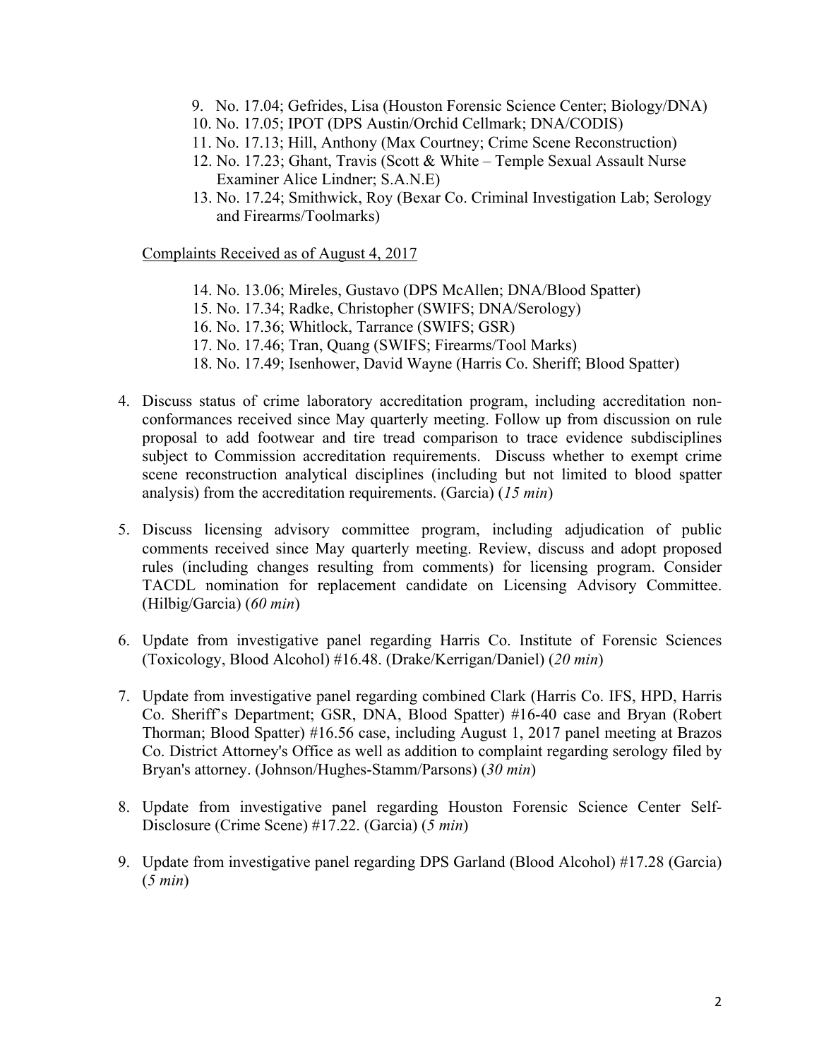9. No. 17.04; Gefrides, Lisa (Houston Forensic Science Center; Biology/DNA)
10. No. 17.05; IPOT (DPS Austin/Orchid Cellmark; DNA/CODIS)
11. No. 17.13; Hill, Anthony (Max Courtney; Crime Scene Reconstruction)
12. No. 17.23; Ghant, Travis (Scott & White – Temple Sexual Assault Nurse Examiner Alice Lindner; S.A.N.E)
13. No. 17.24; Smithwick, Roy (Bexar Co. Criminal Investigation Lab; Serology and Firearms/Toolmarks)

Complaints Received as of August 4, 2017

14. No. 13.06; Mireles, Gustavo (DPS McAllen; DNA/Blood Spatter)
15. No. 17.34; Radke, Christopher (SWIFS; DNA/Serology)
16. No. 17.36; Whitlock, Tarrance (SWIFS; GSR)
17. No. 17.46; Tran, Quang (SWIFS; Firearms/Tool Marks)
18. No. 17.49; Isenhower, David Wayne (Harris Co. Sheriff; Blood Spatter)

4. Discuss status of crime laboratory accreditation program, including accreditation non-conformances received since May quarterly meeting. Follow up from discussion on rule proposal to add footwear and tire tread comparison to trace evidence subdisciplines subject to Commission accreditation requirements. Discuss whether to exempt crime scene reconstruction analytical disciplines (including but not limited to blood spatter analysis) from the accreditation requirements. (Garcia) (*15 min*)

5. Discuss licensing advisory committee program, including adjudication of public comments received since May quarterly meeting. Review, discuss and adopt proposed rules (including changes resulting from comments) for licensing program. Consider TACDL nomination for replacement candidate on Licensing Advisory Committee. (Hilbig/Garcia) (*60 min*)

6. Update from investigative panel regarding Harris Co. Institute of Forensic Sciences (Toxicology, Blood Alcohol) #16.48. (Drake/Kerrigan/Daniel) (*20 min*)

7. Update from investigative panel regarding combined Clark (Harris Co. IFS, HPD, Harris Co. Sheriff's Department; GSR, DNA, Blood Spatter) #16-40 case and Bryan (Robert Thorman; Blood Spatter) #16.56 case, including August 1, 2017 panel meeting at Brazos Co. District Attorney's Office as well as addition to complaint regarding serology filed by Bryan's attorney. (Johnson/Hughes-Stamm/Parsons) (*30 min*)

8. Update from investigative panel regarding Houston Forensic Science Center Self-Disclosure (Crime Scene) #17.22. (Garcia) (*5 min*)

9. Update from investigative panel regarding DPS Garland (Blood Alcohol) #17.28 (Garcia) (*5 min*)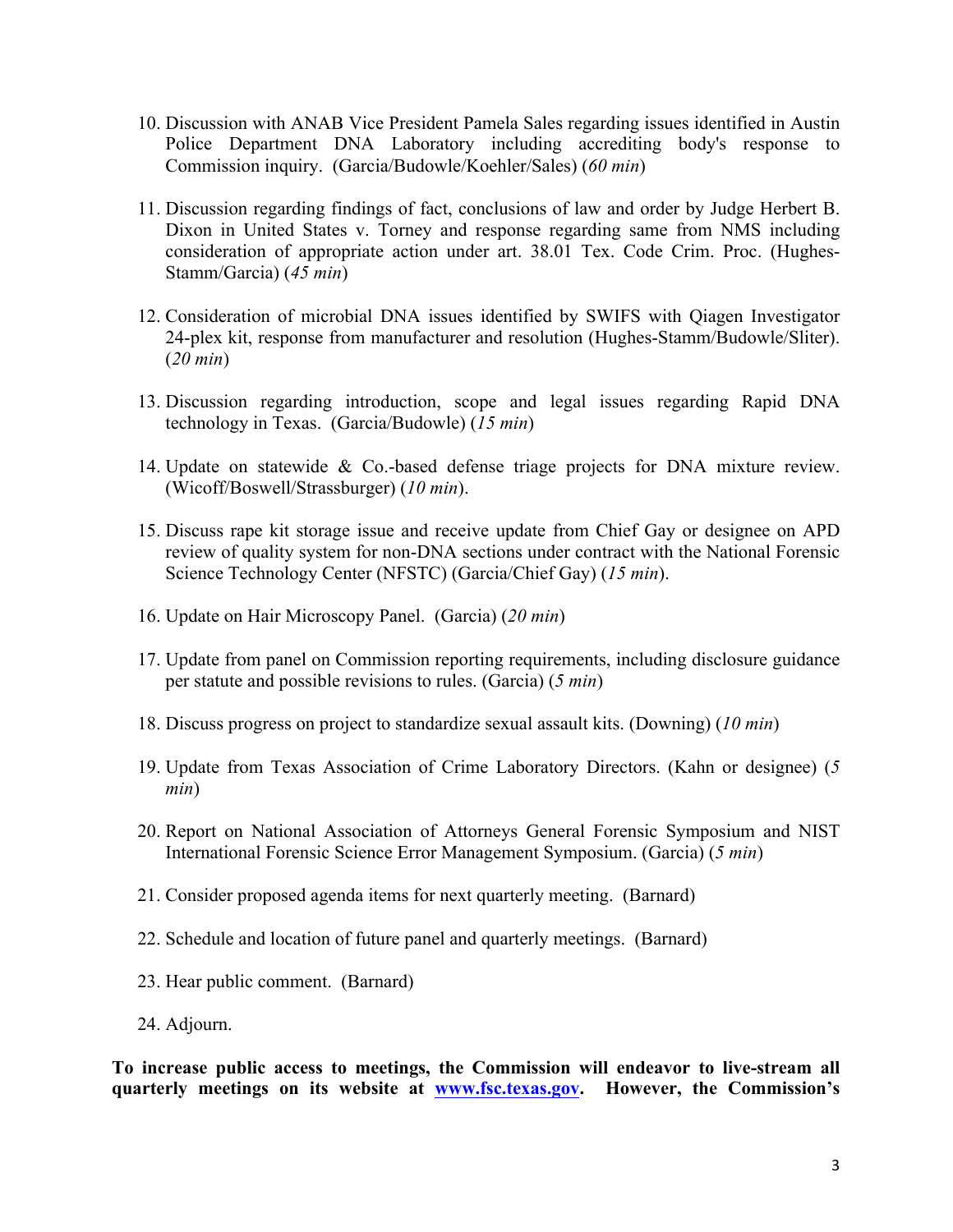10. Discussion with ANAB Vice President Pamela Sales regarding issues identified in Austin Police Department DNA Laboratory including accrediting body's response to Commission inquiry. (Garcia/Budowle/Koehler/Sales) (*60 min*)

11. Discussion regarding findings of fact, conclusions of law and order by Judge Herbert B. Dixon in United States v. Torney and response regarding same from NMS including consideration of appropriate action under art. 38.01 Tex. Code Crim. Proc. (Hughes-Stamm/Garcia) (*45 min*)

12. Consideration of microbial DNA issues identified by SWIFS with Qiagen Investigator 24-plex kit, response from manufacturer and resolution (Hughes-Stamm/Budowle/Sliter). (*20 min*)

13. Discussion regarding introduction, scope and legal issues regarding Rapid DNA technology in Texas. (Garcia/Budowle) (*15 min*)

14. Update on statewide & Co.-based defense triage projects for DNA mixture review. (Wicoff/Boswell/Strassburger) (*10 min*).

15. Discuss rape kit storage issue and receive update from Chief Gay or designee on APD review of quality system for non-DNA sections under contract with the National Forensic Science Technology Center (NFSTC) (Garcia/Chief Gay) (*15 min*).

16. Update on Hair Microscopy Panel. (Garcia) (*20 min*)

17. Update from panel on Commission reporting requirements, including disclosure guidance per statute and possible revisions to rules. (Garcia) (*5 min*)

18. Discuss progress on project to standardize sexual assault kits. (Downing) (*10 min*)

19. Update from Texas Association of Crime Laboratory Directors. (Kahn or designee) (*5 min*)

20. Report on National Association of Attorneys General Forensic Symposium and NIST International Forensic Science Error Management Symposium. (Garcia) (*5 min*)

21. Consider proposed agenda items for next quarterly meeting. (Barnard)

22. Schedule and location of future panel and quarterly meetings. (Barnard)

23. Hear public comment. (Barnard)

24. Adjourn.

**To increase public access to meetings, the Commission will endeavor to live-stream all quarterly meetings on its website at [www.fsc.texas.gov](http://www.fsc.texas.gov). However, the Commission's**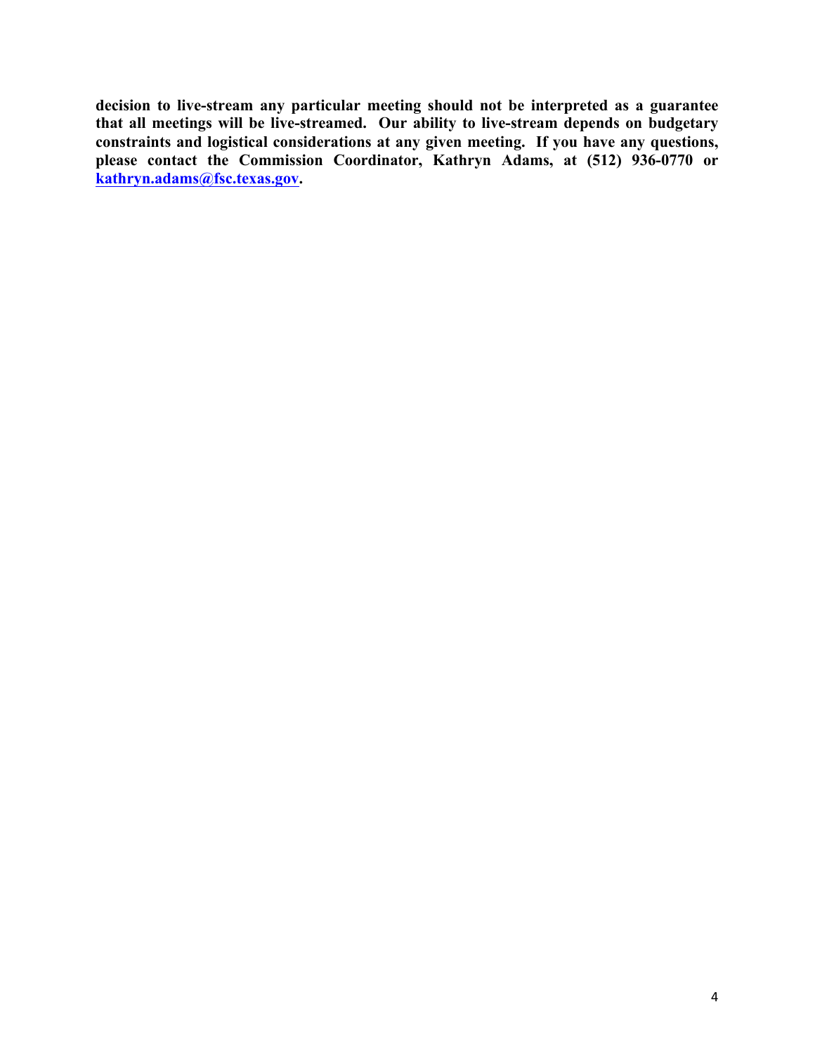**decision to live-stream any particular meeting should not be interpreted as a guarantee that all meetings will be live-streamed. Our ability to live-stream depends on budgetary constraints and logistical considerations at any given meeting. If you have any questions, please contact the Commission Coordinator, Kathryn Adams, at (512) 936-0770 or [kathryn.adams@fsc.texas.gov](mailto:kathryn.adams@fsc.texas.gov).**